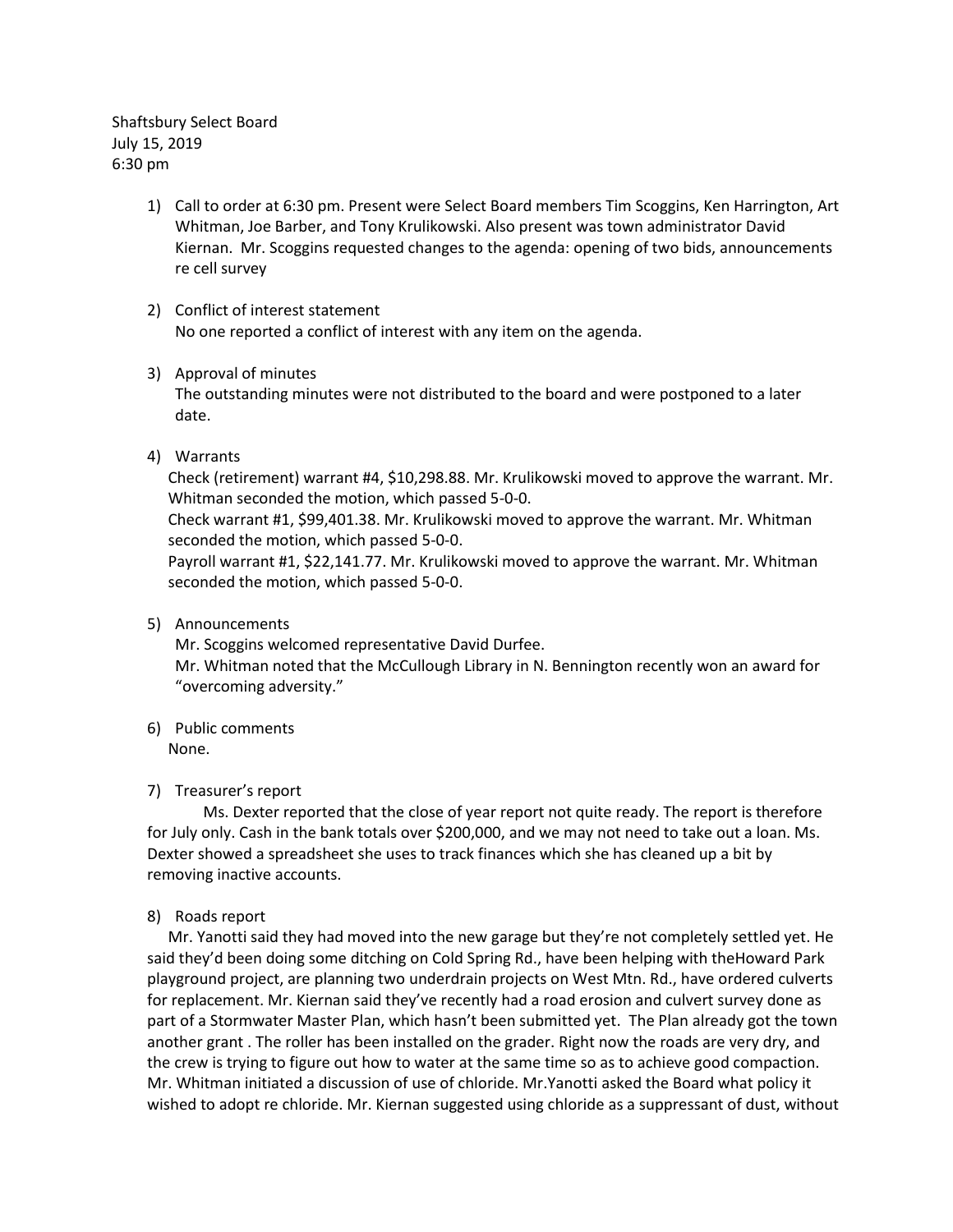Shaftsbury Select Board
July 15, 2019
6:30 pm

1) Call to order at 6:30 pm. Present were Select Board members Tim Scoggins, Ken Harrington, Art Whitman, Joe Barber, and Tony Krulikowski. Also present was town administrator David Kiernan. Mr. Scoggins requested changes to the agenda: opening of two bids, announcements re cell survey

2) Conflict of interest statement
No one reported a conflict of interest with any item on the agenda.

3) Approval of minutes
The outstanding minutes were not distributed to the board and were postponed to a later date.

4) Warrants
Check (retirement) warrant #4, $10,298.88. Mr. Krulikowski moved to approve the warrant. Mr. Whitman seconded the motion, which passed 5-0-0.
Check warrant #1, $99,401.38. Mr. Krulikowski moved to approve the warrant. Mr. Whitman seconded the motion, which passed 5-0-0.
Payroll warrant #1, $22,141.77. Mr. Krulikowski moved to approve the warrant. Mr. Whitman seconded the motion, which passed 5-0-0.

5) Announcements
Mr. Scoggins welcomed representative David Durfee.
Mr. Whitman noted that the McCullough Library in N. Bennington recently won an award for "overcoming adversity."

6) Public comments
None.

7) Treasurer's report
Ms. Dexter reported that the close of year report not quite ready. The report is therefore for July only. Cash in the bank totals over $200,000, and we may not need to take out a loan. Ms. Dexter showed a spreadsheet she uses to track finances which she has cleaned up a bit by removing inactive accounts.

8) Roads report
Mr. Yanotti said they had moved into the new garage but they're not completely settled yet. He said they'd been doing some ditching on Cold Spring Rd., have been helping with theHoward Park playground project, are planning two underdrain projects on West Mtn. Rd., have ordered culverts for replacement. Mr. Kiernan said they've recently had a road erosion and culvert survey done as part of a Stormwater Master Plan, which hasn't been submitted yet. The Plan already got the town another grant . The roller has been installed on the grader. Right now the roads are very dry, and the crew is trying to figure out how to water at the same time so as to achieve good compaction. Mr. Whitman initiated a discussion of use of chloride. Mr.Yanotti asked the Board what policy it wished to adopt re chloride. Mr. Kiernan suggested using chloride as a suppressant of dust, without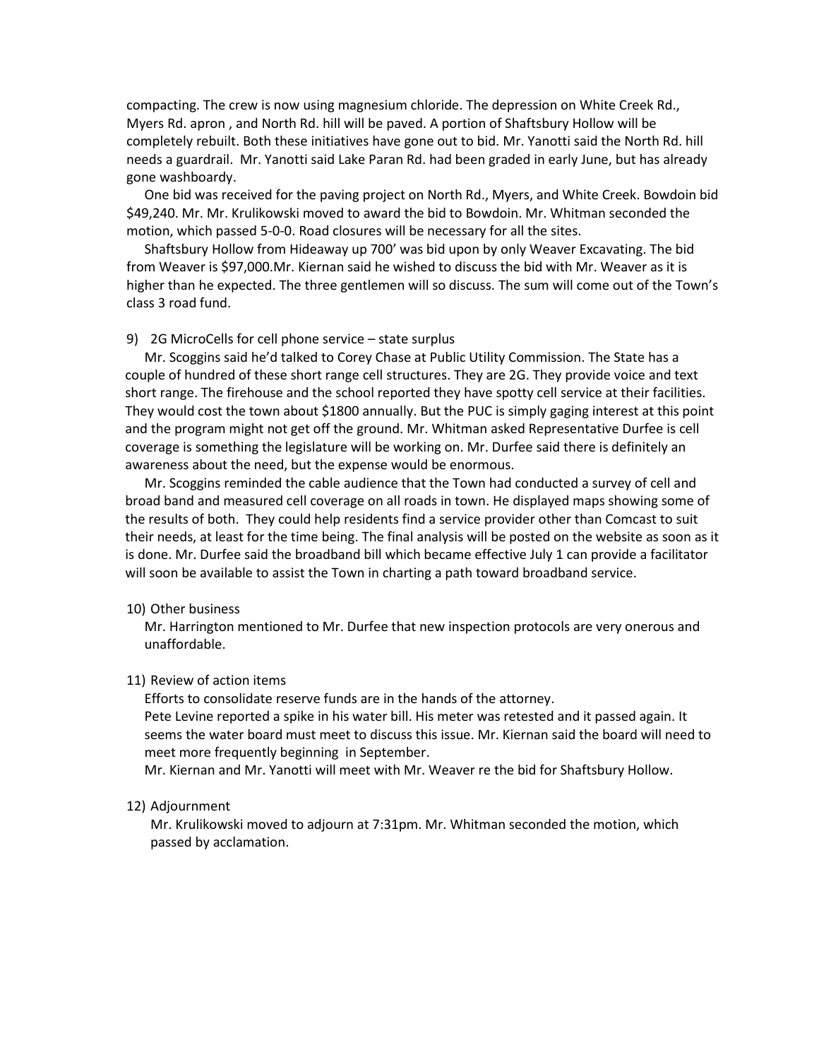compacting. The crew is now using magnesium chloride. The depression on White Creek Rd., Myers Rd. apron , and North Rd. hill will be paved. A portion of Shaftsbury Hollow will be completely rebuilt. Both these initiatives have gone out to bid. Mr. Yanotti said the North Rd. hill needs a guardrail. Mr. Yanotti said Lake Paran Rd. had been graded in early June, but has already gone washboardy.

One bid was received for the paving project on North Rd., Myers, and White Creek. Bowdoin bid $49,240. Mr. Mr. Krulikowski moved to award the bid to Bowdoin. Mr. Whitman seconded the motion, which passed 5-0-0. Road closures will be necessary for all the sites.

Shaftsbury Hollow from Hideaway up 700' was bid upon by only Weaver Excavating. The bid from Weaver is $97,000.Mr. Kiernan said he wished to discuss the bid with Mr. Weaver as it is higher than he expected. The three gentlemen will so discuss. The sum will come out of the Town's class 3 road fund.

9) 2G MicroCells for cell phone service – state surplus

Mr. Scoggins said he'd talked to Corey Chase at Public Utility Commission. The State has a couple of hundred of these short range cell structures. They are 2G. They provide voice and text short range. The firehouse and the school reported they have spotty cell service at their facilities. They would cost the town about $1800 annually. But the PUC is simply gaging interest at this point and the program might not get off the ground. Mr. Whitman asked Representative Durfee is cell coverage is something the legislature will be working on. Mr. Durfee said there is definitely an awareness about the need, but the expense would be enormous.

Mr. Scoggins reminded the cable audience that the Town had conducted a survey of cell and broad band and measured cell coverage on all roads in town. He displayed maps showing some of the results of both. They could help residents find a service provider other than Comcast to suit their needs, at least for the time being. The final analysis will be posted on the website as soon as it is done. Mr. Durfee said the broadband bill which became effective July 1 can provide a facilitator will soon be available to assist the Town in charting a path toward broadband service.

10) Other business

Mr. Harrington mentioned to Mr. Durfee that new inspection protocols are very onerous and unaffordable.

11) Review of action items

Efforts to consolidate reserve funds are in the hands of the attorney.

Pete Levine reported a spike in his water bill. His meter was retested and it passed again. It seems the water board must meet to discuss this issue. Mr. Kiernan said the board will need to meet more frequently beginning in September.

Mr. Kiernan and Mr. Yanotti will meet with Mr. Weaver re the bid for Shaftsbury Hollow.

12) Adjournment

Mr. Krulikowski moved to adjourn at 7:31pm. Mr. Whitman seconded the motion, which passed by acclamation.